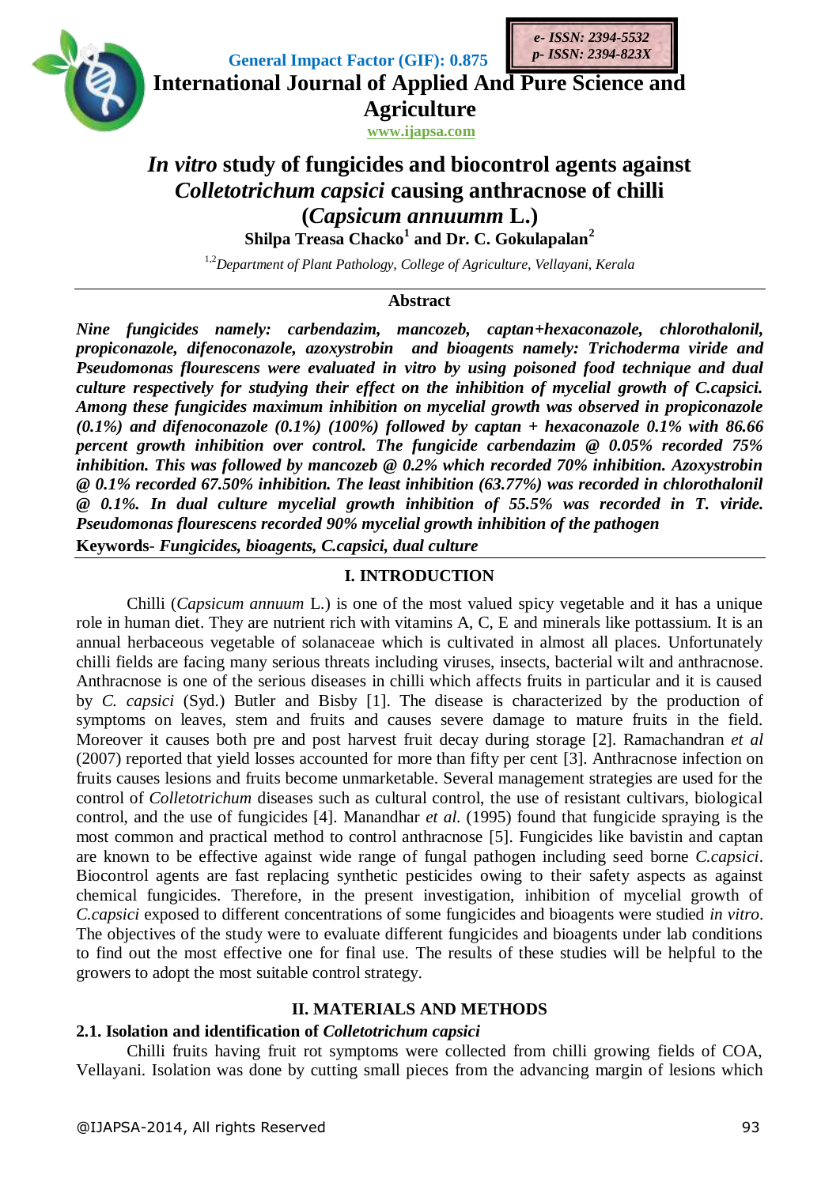General Impact Factor (GIF): 0.875

e- ISSN: 2394-5532
p- ISSN: 2394-823X

# International Journal of Applied And Pure Science and Agriculture

www.ijapsa.com

## *In vitro* study of fungicides and biocontrol agents against *Colletotrichum capsici* causing anthracnose of chilli (*Capsicum annuumm* L.)

**Shilpa Treasa Chacko[1] and Dr. C. Gokulapalan[2]**

[1,2]*Department of Plant Pathology, College of Agriculture, Vellayani, Kerala*

### Abstract

***Nine fungicides namely: carbendazim, mancozeb, captan+hexaconazole, chlorothalonil, propiconazole, difenoconazole, azoxystrobin and bioagents namely: Trichoderma viride and Pseudomonas flourescens were evaluated in vitro by using poisoned food technique and dual culture respectively for studying their effect on the inhibition of mycelial growth of C.capsici. Among these fungicides maximum inhibition on mycelial growth was observed in propiconazole (0.1%) and difenoconazole (0.1%) (100%) followed by captan + hexaconazole 0.1% with 86.66 percent growth inhibition over control. The fungicide carbendazim @ 0.05% recorded 75% inhibition. This was followed by mancozeb @ 0.2% which recorded 70% inhibition. Azoxystrobin @ 0.1% recorded 67.50% inhibition. The least inhibition (63.77%) was recorded in chlorothalonil @ 0.1%. In dual culture mycelial growth inhibition of 55.5% was recorded in T. viride. Pseudomonas flourescens recorded 90% mycelial growth inhibition of the pathogen***

**Keywords**- *Fungicides, bioagents, C.capsici, dual culture*

## I. INTRODUCTION

Chilli (*Capsicum annuum* L.) is one of the most valued spicy vegetable and it has a unique role in human diet. They are nutrient rich with vitamins A, C, E and minerals like pottassium. It is an annual herbaceous vegetable of solanaceae which is cultivated in almost all places. Unfortunately chilli fields are facing many serious threats including viruses, insects, bacterial wilt and anthracnose. Anthracnose is one of the serious diseases in chilli which affects fruits in particular and it is caused by *C. capsici* (Syd.) Butler and Bisby [1]. The disease is characterized by the production of symptoms on leaves, stem and fruits and causes severe damage to mature fruits in the field. Moreover it causes both pre and post harvest fruit decay during storage [2]. Ramachandran *et al* (2007) reported that yield losses accounted for more than fifty per cent [3]. Anthracnose infection on fruits causes lesions and fruits become unmarketable. Several management strategies are used for the control of *Colletotrichum* diseases such as cultural control, the use of resistant cultivars, biological control, and the use of fungicides [4]. Manandhar *et al.* (1995) found that fungicide spraying is the most common and practical method to control anthracnose [5]. Fungicides like bavistin and captan are known to be effective against wide range of fungal pathogen including seed borne *C.capsici*. Biocontrol agents are fast replacing synthetic pesticides owing to their safety aspects as against chemical fungicides. Therefore, in the present investigation, inhibition of mycelial growth of *C.capsici* exposed to different concentrations of some fungicides and bioagents were studied *in vitro*. The objectives of the study were to evaluate different fungicides and bioagents under lab conditions to find out the most effective one for final use. The results of these studies will be helpful to the growers to adopt the most suitable control strategy.

## II. MATERIALS AND METHODS

### 2.1. Isolation and identification of *Colletotrichum capsici*

Chilli fruits having fruit rot symptoms were collected from chilli growing fields of COA, Vellayani. Isolation was done by cutting small pieces from the advancing margin of lesions which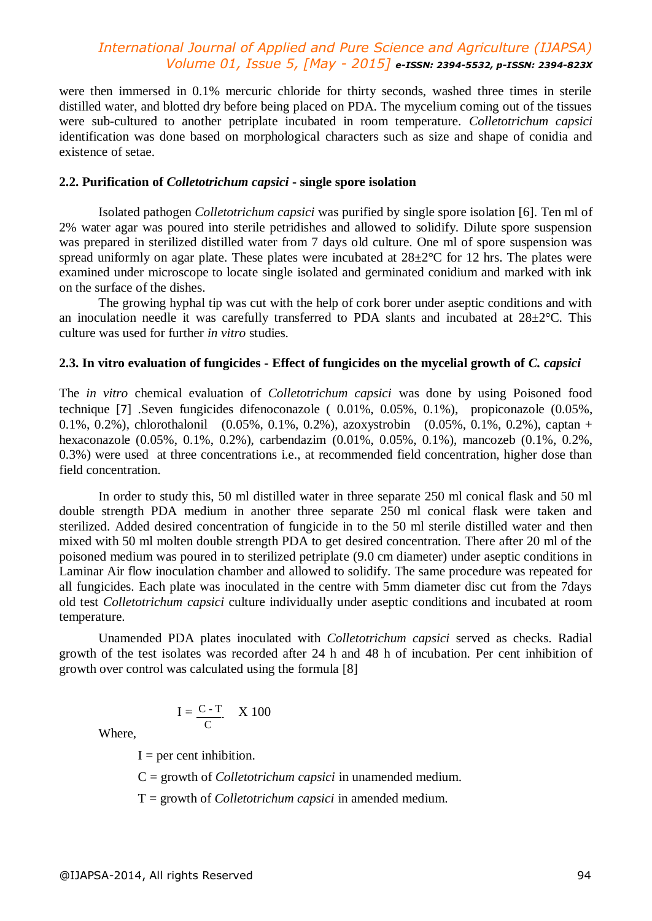were then immersed in 0.1% mercuric chloride for thirty seconds, washed three times in sterile distilled water, and blotted dry before being placed on PDA. The mycelium coming out of the tissues were sub-cultured to another petriplate incubated in room temperature. *Colletotrichum capsici* identification was done based on morphological characters such as size and shape of conidia and existence of setae.

### 2.2. Purification of *Colletotrichum capsici* - single spore isolation

Isolated pathogen *Colletotrichum capsici* was purified by single spore isolation [6]. Ten ml of 2% water agar was poured into sterile petridishes and allowed to solidify. Dilute spore suspension was prepared in sterilized distilled water from 7 days old culture. One ml of spore suspension was spread uniformly on agar plate. These plates were incubated at 28±2°C for 12 hrs. The plates were examined under microscope to locate single isolated and germinated conidium and marked with ink on the surface of the dishes.

The growing hyphal tip was cut with the help of cork borer under aseptic conditions and with an inoculation needle it was carefully transferred to PDA slants and incubated at 28±2°C. This culture was used for further *in vitro* studies.

### 2.3. In vitro evaluation of fungicides - Effect of fungicides on the mycelial growth of *C. capsici*

The *in vitro* chemical evaluation of *Colletotrichum capsici* was done by using Poisoned food technique [7] .Seven fungicides difenoconazole ( 0.01%, 0.05%, 0.1%), propiconazole (0.05%, 0.1%, 0.2%), chlorothalonil (0.05%, 0.1%, 0.2%), azoxystrobin (0.05%, 0.1%, 0.2%), captan + hexaconazole (0.05%, 0.1%, 0.2%), carbendazim (0.01%, 0.05%, 0.1%), mancozeb (0.1%, 0.2%, 0.3%) were used at three concentrations i.e., at recommended field concentration, higher dose than field concentration.

In order to study this, 50 ml distilled water in three separate 250 ml conical flask and 50 ml double strength PDA medium in another three separate 250 ml conical flask were taken and sterilized. Added desired concentration of fungicide in to the 50 ml sterile distilled water and then mixed with 50 ml molten double strength PDA to get desired concentration. There after 20 ml of the poisoned medium was poured in to sterilized petriplate (9.0 cm diameter) under aseptic conditions in Laminar Air flow inoculation chamber and allowed to solidify. The same procedure was repeated for all fungicides. Each plate was inoculated in the centre with 5mm diameter disc cut from the 7days old test *Colletotrichum capsici* culture individually under aseptic conditions and incubated at room temperature.

Unamended PDA plates inoculated with *Colletotrichum capsici* served as checks. Radial growth of the test isolates was recorded after 24 h and 48 h of incubation. Per cent inhibition of growth over control was calculated using the formula [8]

$$I = \frac{C - T}{C} \times 100$$

Where,

I = per cent inhibition.

C = growth of *Colletotrichum capsici* in unamended medium.

T = growth of *Colletotrichum capsici* in amended medium.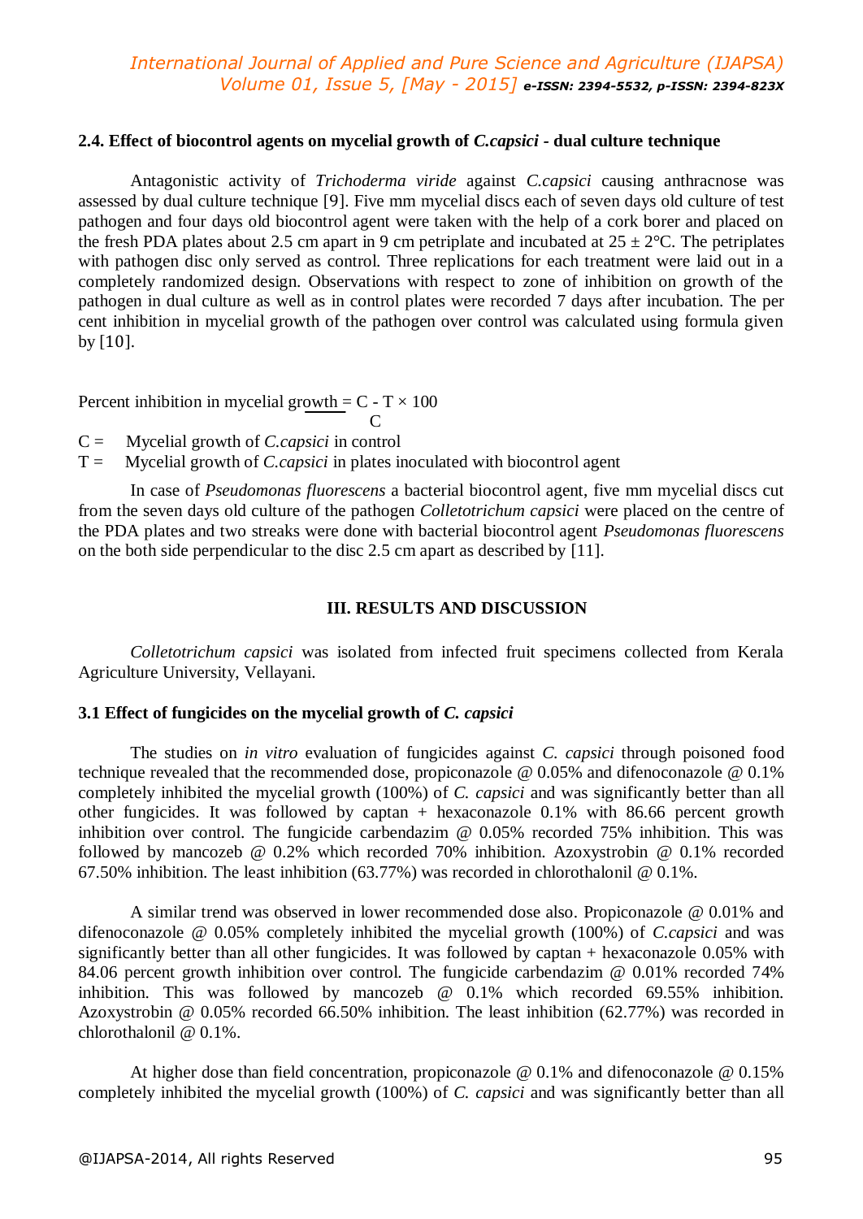### 2.4. Effect of biocontrol agents on mycelial growth of *C.capsici* - dual culture technique

Antagonistic activity of *Trichoderma viride* against *C.capsici* causing anthracnose was assessed by dual culture technique [9]. Five mm mycelial discs each of seven days old culture of test pathogen and four days old biocontrol agent were taken with the help of a cork borer and placed on the fresh PDA plates about 2.5 cm apart in 9 cm petriplate and incubated at 25 ± 2°C. The petriplates with pathogen disc only served as control. Three replications for each treatment were laid out in a completely randomized design. Observations with respect to zone of inhibition on growth of the pathogen in dual culture as well as in control plates were recorded 7 days after incubation. The per cent inhibition in mycelial growth of the pathogen over control was calculated using formula given by [10].

$$\text{Percent inhibition in mycelial growth} = \frac{C - T}{C} \times 100$$

C = Mycelial growth of *C.capsici* in control

T = Mycelial growth of *C.capsici* in plates inoculated with biocontrol agent

In case of *Pseudomonas fluorescens* a bacterial biocontrol agent, five mm mycelial discs cut from the seven days old culture of the pathogen *Colletotrichum capsici* were placed on the centre of the PDA plates and two streaks were done with bacterial biocontrol agent *Pseudomonas fluorescens* on the both side perpendicular to the disc 2.5 cm apart as described by [11].

## III. RESULTS AND DISCUSSION

*Colletotrichum capsici* was isolated from infected fruit specimens collected from Kerala Agriculture University, Vellayani.

### 3.1 Effect of fungicides on the mycelial growth of *C. capsici*

The studies on *in vitro* evaluation of fungicides against *C. capsici* through poisoned food technique revealed that the recommended dose, propiconazole @ 0.05% and difenoconazole @ 0.1% completely inhibited the mycelial growth (100%) of *C. capsici* and was significantly better than all other fungicides. It was followed by captan + hexaconazole 0.1% with 86.66 percent growth inhibition over control. The fungicide carbendazim @ 0.05% recorded 75% inhibition. This was followed by mancozeb @ 0.2% which recorded 70% inhibition. Azoxystrobin @ 0.1% recorded 67.50% inhibition. The least inhibition (63.77%) was recorded in chlorothalonil @ 0.1%.

A similar trend was observed in lower recommended dose also. Propiconazole @ 0.01% and difenoconazole @ 0.05% completely inhibited the mycelial growth (100%) of *C.capsici* and was significantly better than all other fungicides. It was followed by captan + hexaconazole 0.05% with 84.06 percent growth inhibition over control. The fungicide carbendazim @ 0.01% recorded 74% inhibition. This was followed by mancozeb @ 0.1% which recorded 69.55% inhibition. Azoxystrobin @ 0.05% recorded 66.50% inhibition. The least inhibition (62.77%) was recorded in chlorothalonil @ 0.1%.

At higher dose than field concentration, propiconazole @ 0.1% and difenoconazole @ 0.15% completely inhibited the mycelial growth (100%) of *C. capsici* and was significantly better than all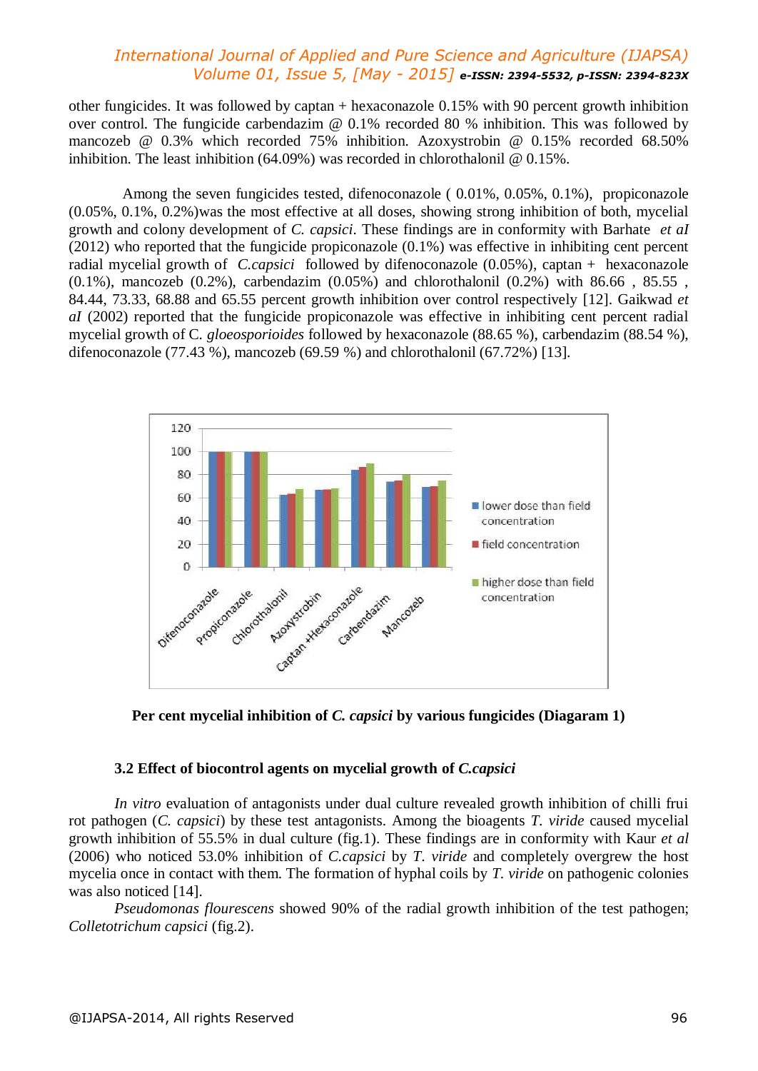other fungicides. It was followed by captan + hexaconazole 0.15% with 90 percent growth inhibition over control. The fungicide carbendazim @ 0.1% recorded 80 % inhibition. This was followed by mancozeb @ 0.3% which recorded 75% inhibition. Azoxystrobin @ 0.15% recorded 68.50% inhibition. The least inhibition (64.09%) was recorded in chlorothalonil @ 0.15%.

Among the seven fungicides tested, difenoconazole ( 0.01%, 0.05%, 0.1%), propiconazole (0.05%, 0.1%, 0.2%)was the most effective at all doses, showing strong inhibition of both, mycelial growth and colony development of *C. capsici*. These findings are in conformity with Barhate *et aI* (2012) who reported that the fungicide propiconazole (0.1%) was effective in inhibiting cent percent radial mycelial growth of *C.capsici* followed by difenoconazole (0.05%), captan + hexaconazole (0.1%), mancozeb (0.2%), carbendazim (0.05%) and chlorothalonil (0.2%) with 86.66 , 85.55 , 84.44, 73.33, 68.88 and 65.55 percent growth inhibition over control respectively [12]. Gaikwad *et aI* (2002) reported that the fungicide propiconazole was effective in inhibiting cent percent radial mycelial growth of C. *gloeosporioides* followed by hexaconazole (88.65 %), carbendazim (88.54 %), difenoconazole (77.43 %), mancozeb (69.59 %) and chlorothalonil (67.72%) [13].

**Per cent mycelial inhibition of *C. capsici* by various fungicides (Diagaram 1)**

### 3.2 Effect of biocontrol agents on mycelial growth of *C.capsici*

*In vitro* evaluation of antagonists under dual culture revealed growth inhibition of chilli frui rot pathogen (*C. capsici*) by these test antagonists. Among the bioagents *T. viride* caused mycelial growth inhibition of 55.5% in dual culture (fig.1). These findings are in conformity with Kaur *et al* (2006) who noticed 53.0% inhibition of *C.capsici* by *T. viride* and completely overgrew the host mycelia once in contact with them. The formation of hyphal coils by *T. viride* on pathogenic colonies was also noticed [14].

*Pseudomonas flourescens* showed 90% of the radial growth inhibition of the test pathogen; *Colletotrichum capsici* (fig.2).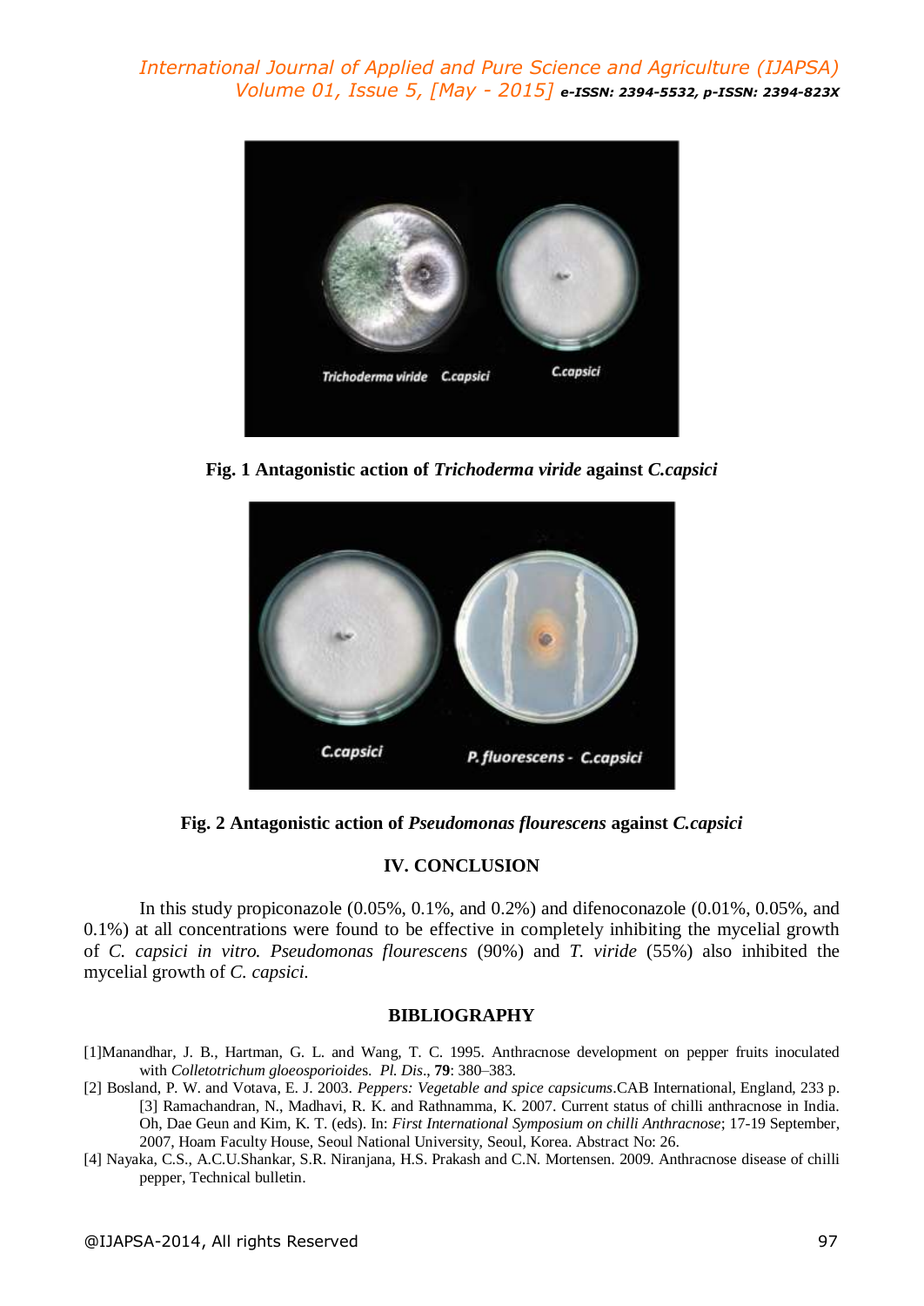Fig. 1 Antagonistic action of ***Trichoderma viride*** **against** ***C.capsici***

Fig. 2 Antagonistic action of ***Pseudomonas flourescens*** **against** ***C.capsici***

## IV. CONCLUSION

In this study propiconazole (0.05%, 0.1%, and 0.2%) and difenoconazole (0.01%, 0.05%, and 0.1%) at all concentrations were found to be effective in completely inhibiting the mycelial growth of *C. capsici in vitro. Pseudomonas flourescens* (90%) and *T. viride* (55%) also inhibited the mycelial growth of *C. capsici.*

## BIBLIOGRAPHY

[1]Manandhar, J. B., Hartman, G. L. and Wang, T. C. 1995. Anthracnose development on pepper fruits inoculated with *Colletotrichum gloeosporioides. Pl. Dis*., **79**: 380–383.

[2] Bosland, P. W. and Votava, E. J. 2003. *Peppers: Vegetable and spice capsicums*.CAB International, England, 233 p. [3] Ramachandran, N., Madhavi, R. K. and Rathnamma, K. 2007. Current status of chilli anthracnose in India. Oh, Dae Geun and Kim, K. T. (eds). In: *First International Symposium on chilli Anthracnose*; 17-19 September, 2007, Hoam Faculty House, Seoul National University, Seoul, Korea. Abstract No: 26.

[4] Nayaka, C.S., A.C.U.Shankar, S.R. Niranjana, H.S. Prakash and C.N. Mortensen. 2009. Anthracnose disease of chilli pepper, Technical bulletin.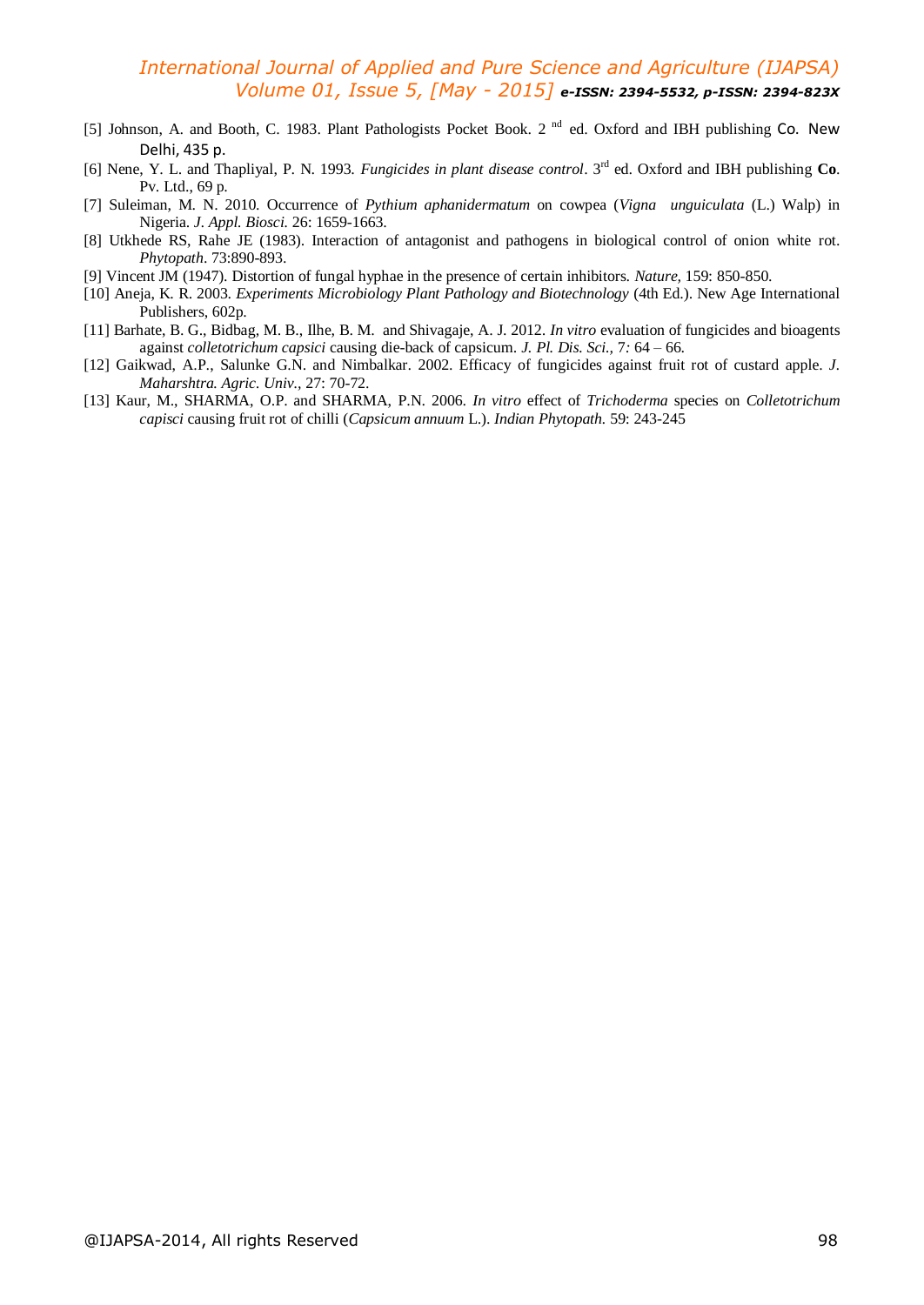[5] Johnson, A. and Booth, C. 1983. Plant Pathologists Pocket Book. 2 nd ed. Oxford and IBH publishing Co. New Delhi, 435 p.

[6] Nene, Y. L. and Thapliyal, P. N. 1993. *Fungicides in plant disease control*. 3rd ed. Oxford and IBH publishing **Co**. Pv. Ltd., 69 p.

[7] Suleiman, M. N. 2010. Occurrence of *Pythium aphanidermatum* on cowpea (*Vigna unguiculata* (L.) Walp) in Nigeria. *J. Appl. Biosci.* 26: 1659-1663.

[8] Utkhede RS, Rahe JE (1983). Interaction of antagonist and pathogens in biological control of onion white rot. *Phytopath*. 73:890-893.

[9] Vincent JM (1947). Distortion of fungal hyphae in the presence of certain inhibitors. *Nature,* 159: 850-850.

[10] Aneja, K. R. 2003. *Experiments Microbiology Plant Pathology and Biotechnology* (4th Ed.). New Age International Publishers, 602p.

[11] Barhate, B. G., Bidbag, M. B., Ilhe, B. M. and Shivagaje, A. J. 2012. *In vitro* evaluation of fungicides and bioagents against *colletotrichum capsici* causing die-back of capsicum. *J. Pl. Dis. Sci.,* 7*:* 64 – 66.

[12] Gaikwad, A.P., Salunke G.N. and Nimbalkar. 2002. Efficacy of fungicides against fruit rot of custard apple. *J. Maharshtra. Agric. Univ.*, 27: 70-72.

[13] Kaur, M., SHARMA, O.P. and SHARMA, P.N. 2006. *In vitro* effect of *Trichoderma* species on *Colletotrichum capisci* causing fruit rot of chilli (*Capsicum annuum* L.). *Indian Phytopath.* 59: 243-245